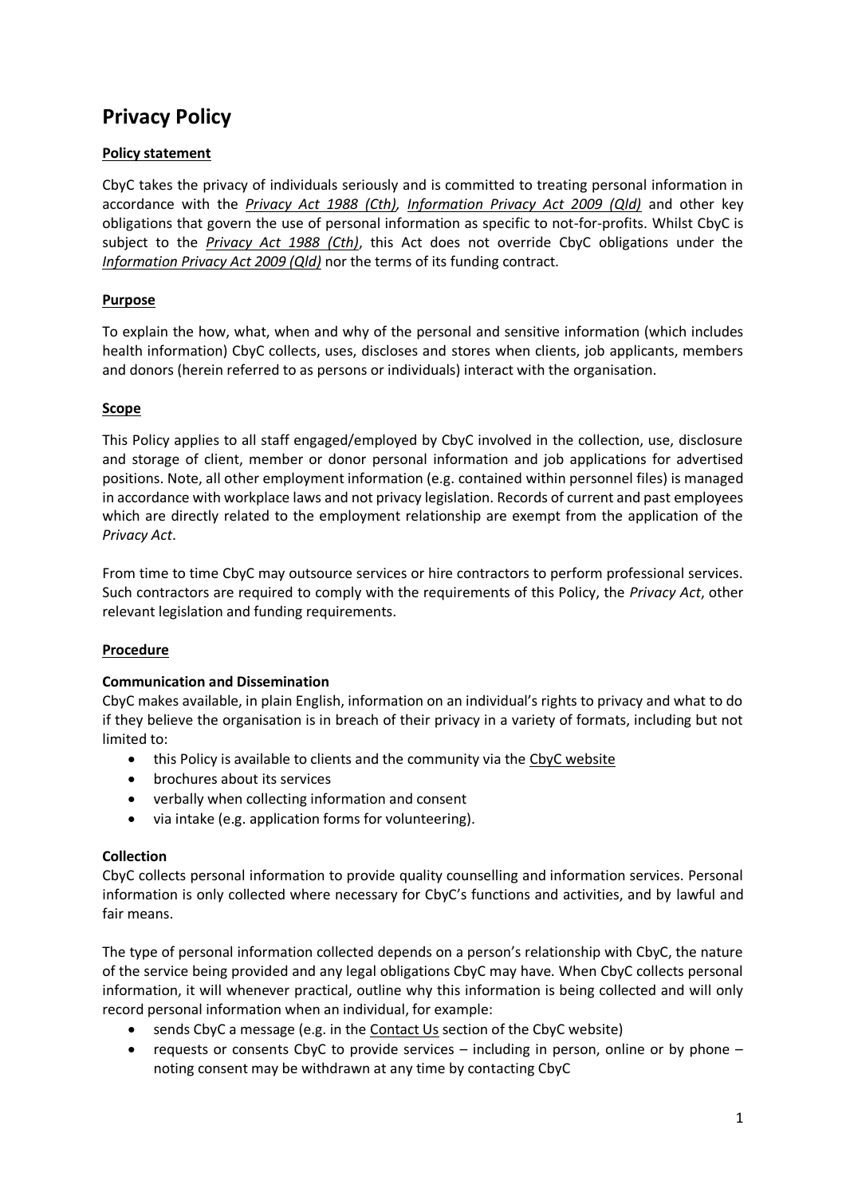# Privacy Policy

**Policy statement**

CbyC takes the privacy of individuals seriously and is committed to treating personal information in accordance with the ***Privacy Act 1988 (Cth)***, ***Information Privacy Act 2009 (Qld)*** and other key obligations that govern the use of personal information as specific to not-for-profits. Whilst CbyC is subject to the ***Privacy Act 1988 (Cth)***, this Act does not override CbyC obligations under the ***Information Privacy Act 2009 (Qld)*** nor the terms of its funding contract.

**Purpose**

To explain the how, what, when and why of the personal and sensitive information (which includes health information) CbyC collects, uses, discloses and stores when clients, job applicants, members and donors (herein referred to as persons or individuals) interact with the organisation.

**Scope**

This Policy applies to all staff engaged/employed by CbyC involved in the collection, use, disclosure and storage of client, member or donor personal information and job applications for advertised positions. Note, all other employment information (e.g. contained within personnel files) is managed in accordance with workplace laws and not privacy legislation. Records of current and past employees which are directly related to the employment relationship are exempt from the application of the *Privacy Act*.

From time to time CbyC may outsource services or hire contractors to perform professional services. Such contractors are required to comply with the requirements of this Policy, the *Privacy Act*, other relevant legislation and funding requirements.

**Procedure**

**Communication and Dissemination**

CbyC makes available, in plain English, information on an individual's rights to privacy and what to do if they believe the organisation is in breach of their privacy in a variety of formats, including but not limited to:

- this Policy is available to clients and the community via the CbyC website
- brochures about its services
- verbally when collecting information and consent
- via intake (e.g. application forms for volunteering).

**Collection**

CbyC collects personal information to provide quality counselling and information services. Personal information is only collected where necessary for CbyC's functions and activities, and by lawful and fair means.

The type of personal information collected depends on a person's relationship with CbyC, the nature of the service being provided and any legal obligations CbyC may have. When CbyC collects personal information, it will whenever practical, outline why this information is being collected and will only record personal information when an individual, for example:

- sends CbyC a message (e.g. in the Contact Us section of the CbyC website)
- requests or consents CbyC to provide services – including in person, online or by phone – noting consent may be withdrawn at any time by contacting CbyC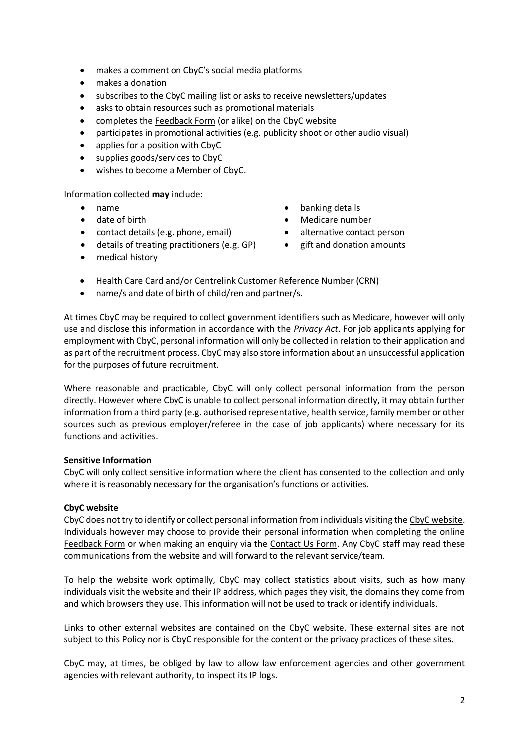- makes a comment on CbyC's social media platforms
- makes a donation
- subscribes to the CbyC mailing list or asks to receive newsletters/updates
- asks to obtain resources such as promotional materials
- completes the Feedback Form (or alike) on the CbyC website
- participates in promotional activities (e.g. publicity shoot or other audio visual)
- applies for a position with CbyC
- supplies goods/services to CbyC
- wishes to become a Member of CbyC.

Information collected **may** include:

- name
- date of birth
- contact details (e.g. phone, email)
- details of treating practitioners (e.g. GP)
- medical history
- banking details
- Medicare number
- alternative contact person
- gift and donation amounts
- Health Care Card and/or Centrelink Customer Reference Number (CRN)
- name/s and date of birth of child/ren and partner/s.

At times CbyC may be required to collect government identifiers such as Medicare, however will only use and disclose this information in accordance with the *Privacy Act*. For job applicants applying for employment with CbyC, personal information will only be collected in relation to their application and as part of the recruitment process. CbyC may also store information about an unsuccessful application for the purposes of future recruitment.

Where reasonable and practicable, CbyC will only collect personal information from the person directly. However where CbyC is unable to collect personal information directly, it may obtain further information from a third party (e.g. authorised representative, health service, family member or other sources such as previous employer/referee in the case of job applicants) where necessary for its functions and activities.

**Sensitive Information**

CbyC will only collect sensitive information where the client has consented to the collection and only where it is reasonably necessary for the organisation's functions or activities.

**CbyC website**

CbyC does not try to identify or collect personal information from individuals visiting the CbyC website. Individuals however may choose to provide their personal information when completing the online Feedback Form or when making an enquiry via the Contact Us Form. Any CbyC staff may read these communications from the website and will forward to the relevant service/team.

To help the website work optimally, CbyC may collect statistics about visits, such as how many individuals visit the website and their IP address, which pages they visit, the domains they come from and which browsers they use. This information will not be used to track or identify individuals.

Links to other external websites are contained on the CbyC website. These external sites are not subject to this Policy nor is CbyC responsible for the content or the privacy practices of these sites.

CbyC may, at times, be obliged by law to allow law enforcement agencies and other government agencies with relevant authority, to inspect its IP logs.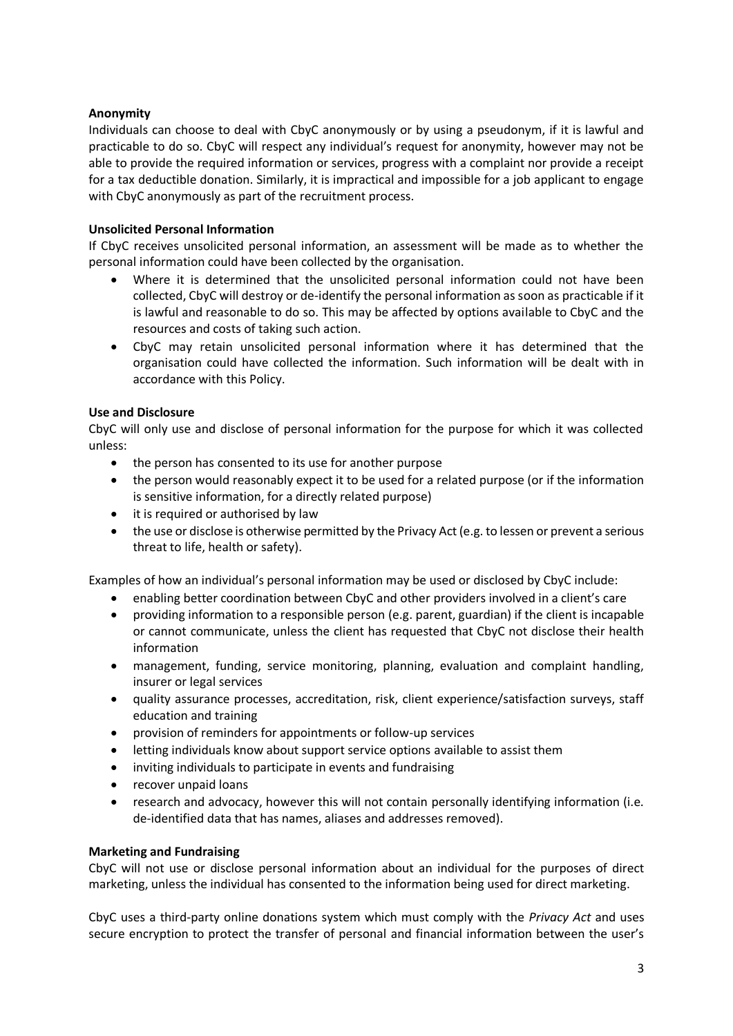**Anonymity**

Individuals can choose to deal with CbyC anonymously or by using a pseudonym, if it is lawful and practicable to do so. CbyC will respect any individual's request for anonymity, however may not be able to provide the required information or services, progress with a complaint nor provide a receipt for a tax deductible donation. Similarly, it is impractical and impossible for a job applicant to engage with CbyC anonymously as part of the recruitment process.

**Unsolicited Personal Information**

If CbyC receives unsolicited personal information, an assessment will be made as to whether the personal information could have been collected by the organisation.

- Where it is determined that the unsolicited personal information could not have been collected, CbyC will destroy or de-identify the personal information as soon as practicable if it is lawful and reasonable to do so. This may be affected by options available to CbyC and the resources and costs of taking such action.
- CbyC may retain unsolicited personal information where it has determined that the organisation could have collected the information. Such information will be dealt with in accordance with this Policy.

**Use and Disclosure**

CbyC will only use and disclose of personal information for the purpose for which it was collected unless:

- the person has consented to its use for another purpose
- the person would reasonably expect it to be used for a related purpose (or if the information is sensitive information, for a directly related purpose)
- it is required or authorised by law
- the use or disclose is otherwise permitted by the Privacy Act (e.g. to lessen or prevent a serious threat to life, health or safety).

Examples of how an individual's personal information may be used or disclosed by CbyC include:

- enabling better coordination between CbyC and other providers involved in a client's care
- providing information to a responsible person (e.g. parent, guardian) if the client is incapable or cannot communicate, unless the client has requested that CbyC not disclose their health information
- management, funding, service monitoring, planning, evaluation and complaint handling, insurer or legal services
- quality assurance processes, accreditation, risk, client experience/satisfaction surveys, staff education and training
- provision of reminders for appointments or follow-up services
- letting individuals know about support service options available to assist them
- inviting individuals to participate in events and fundraising
- recover unpaid loans
- research and advocacy, however this will not contain personally identifying information (i.e. de-identified data that has names, aliases and addresses removed).

**Marketing and Fundraising**

CbyC will not use or disclose personal information about an individual for the purposes of direct marketing, unless the individual has consented to the information being used for direct marketing.

CbyC uses a third-party online donations system which must comply with the *Privacy Act* and uses secure encryption to protect the transfer of personal and financial information between the user's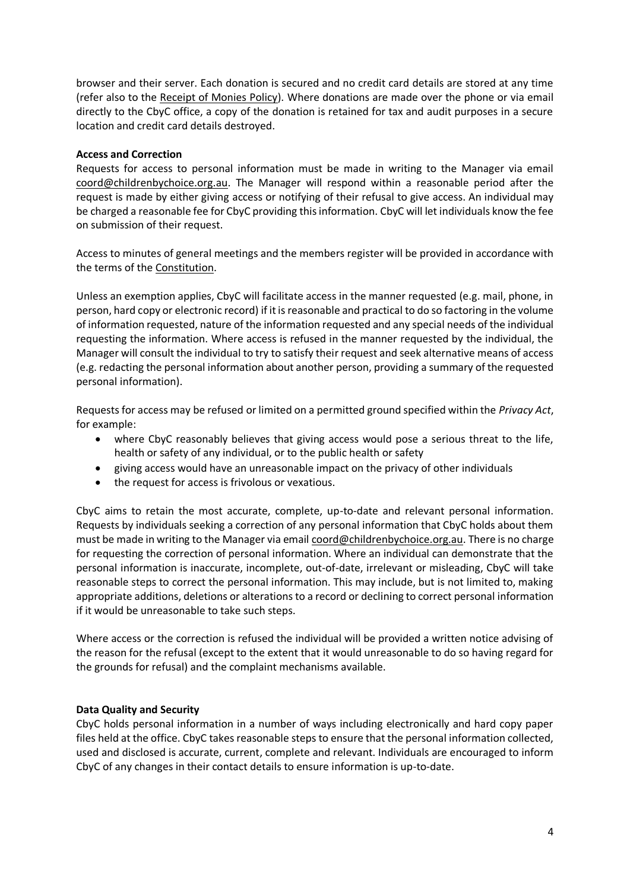browser and their server. Each donation is secured and no credit card details are stored at any time (refer also to the Receipt of Monies Policy). Where donations are made over the phone or via email directly to the CbyC office, a copy of the donation is retained for tax and audit purposes in a secure location and credit card details destroyed.

**Access and Correction**

Requests for access to personal information must be made in writing to the Manager via email coord@childrenbychoice.org.au. The Manager will respond within a reasonable period after the request is made by either giving access or notifying of their refusal to give access. An individual may be charged a reasonable fee for CbyC providing this information. CbyC will let individuals know the fee on submission of their request.

Access to minutes of general meetings and the members register will be provided in accordance with the terms of the Constitution.

Unless an exemption applies, CbyC will facilitate access in the manner requested (e.g. mail, phone, in person, hard copy or electronic record) if it is reasonable and practical to do so factoring in the volume of information requested, nature of the information requested and any special needs of the individual requesting the information. Where access is refused in the manner requested by the individual, the Manager will consult the individual to try to satisfy their request and seek alternative means of access (e.g. redacting the personal information about another person, providing a summary of the requested personal information).

Requests for access may be refused or limited on a permitted ground specified within the *Privacy Act*, for example:

- where CbyC reasonably believes that giving access would pose a serious threat to the life, health or safety of any individual, or to the public health or safety
- giving access would have an unreasonable impact on the privacy of other individuals
- the request for access is frivolous or vexatious.

CbyC aims to retain the most accurate, complete, up-to-date and relevant personal information. Requests by individuals seeking a correction of any personal information that CbyC holds about them must be made in writing to the Manager via email coord@childrenbychoice.org.au. There is no charge for requesting the correction of personal information. Where an individual can demonstrate that the personal information is inaccurate, incomplete, out-of-date, irrelevant or misleading, CbyC will take reasonable steps to correct the personal information. This may include, but is not limited to, making appropriate additions, deletions or alterations to a record or declining to correct personal information if it would be unreasonable to take such steps.

Where access or the correction is refused the individual will be provided a written notice advising of the reason for the refusal (except to the extent that it would unreasonable to do so having regard for the grounds for refusal) and the complaint mechanisms available.

**Data Quality and Security**

CbyC holds personal information in a number of ways including electronically and hard copy paper files held at the office. CbyC takes reasonable steps to ensure that the personal information collected, used and disclosed is accurate, current, complete and relevant. Individuals are encouraged to inform CbyC of any changes in their contact details to ensure information is up-to-date.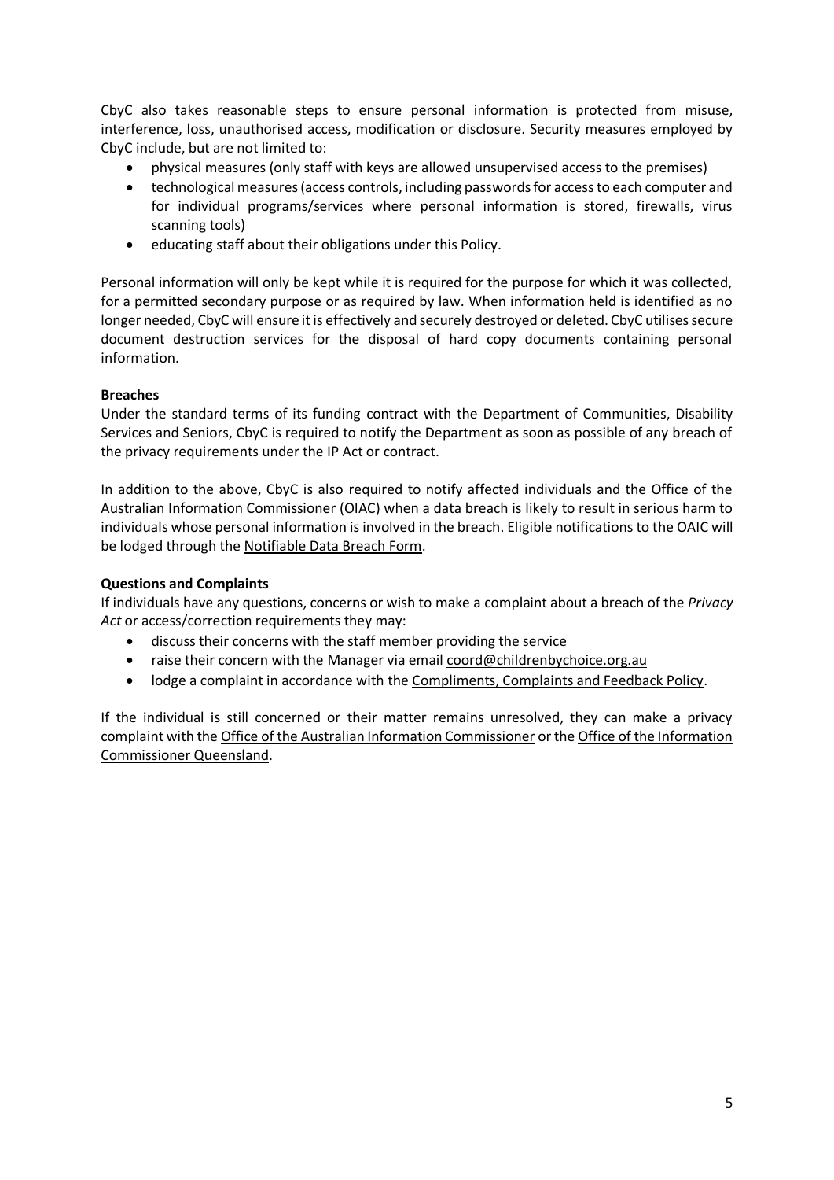CbyC also takes reasonable steps to ensure personal information is protected from misuse, interference, loss, unauthorised access, modification or disclosure. Security measures employed by CbyC include, but are not limited to:

- physical measures (only staff with keys are allowed unsupervised access to the premises)
- technological measures (access controls, including passwords for access to each computer and for individual programs/services where personal information is stored, firewalls, virus scanning tools)
- educating staff about their obligations under this Policy.

Personal information will only be kept while it is required for the purpose for which it was collected, for a permitted secondary purpose or as required by law. When information held is identified as no longer needed, CbyC will ensure it is effectively and securely destroyed or deleted. CbyC utilises secure document destruction services for the disposal of hard copy documents containing personal information.

**Breaches**

Under the standard terms of its funding contract with the Department of Communities, Disability Services and Seniors, CbyC is required to notify the Department as soon as possible of any breach of the privacy requirements under the IP Act or contract.

In addition to the above, CbyC is also required to notify affected individuals and the Office of the Australian Information Commissioner (OIAC) when a data breach is likely to result in serious harm to individuals whose personal information is involved in the breach. Eligible notifications to the OAIC will be lodged through the Notifiable Data Breach Form.

**Questions and Complaints**

If individuals have any questions, concerns or wish to make a complaint about a breach of the *Privacy Act* or access/correction requirements they may:

- discuss their concerns with the staff member providing the service
- raise their concern with the Manager via email coord@childrenbychoice.org.au
- lodge a complaint in accordance with the Compliments, Complaints and Feedback Policy.

If the individual is still concerned or their matter remains unresolved, they can make a privacy complaint with the Office of the Australian Information Commissioner or the Office of the Information Commissioner Queensland.